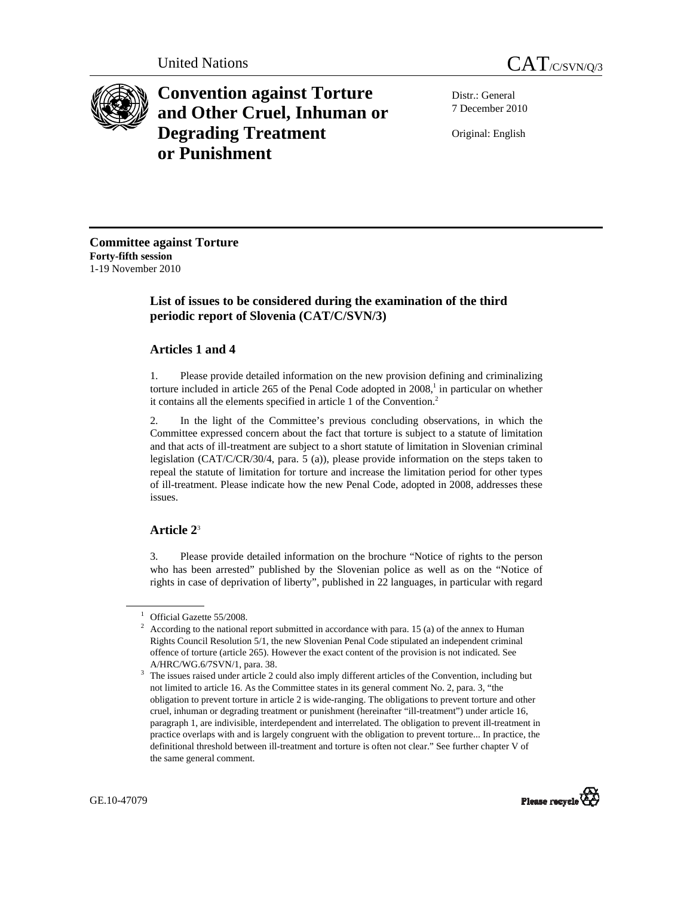United Nations CAT/C/SVN/Q/3

# Convention against Torture and Other Cruel, Inhuman or Degrading Treatment or Punishment

Distr.: General
7 December 2010

Original: English

**Committee against Torture**
**Forty-fifth session**
1-19 November 2010

## List of issues to be considered during the examination of the third periodic report of Slovenia (CAT/C/SVN/3)

### Articles 1 and 4

1. Please provide detailed information on the new provision defining and criminalizing torture included in article 265 of the Penal Code adopted in 2008,[1] in particular on whether it contains all the elements specified in article 1 of the Convention.[2]

2. In the light of the Committee's previous concluding observations, in which the Committee expressed concern about the fact that torture is subject to a statute of limitation and that acts of ill-treatment are subject to a short statute of limitation in Slovenian criminal legislation (CAT/C/CR/30/4, para. 5 (a)), please provide information on the steps taken to repeal the statute of limitation for torture and increase the limitation period for other types of ill-treatment. Please indicate how the new Penal Code, adopted in 2008, addresses these issues.

### Article 2[3]

3. Please provide detailed information on the brochure "Notice of rights to the person who has been arrested" published by the Slovenian police as well as on the "Notice of rights in case of deprivation of liberty", published in 22 languages, in particular with regard

---

[1] Official Gazette 55/2008.

[2] According to the national report submitted in accordance with para. 15 (a) of the annex to Human Rights Council Resolution 5/1, the new Slovenian Penal Code stipulated an independent criminal offence of torture (article 265). However the exact content of the provision is not indicated. See A/HRC/WG.6/7SVN/1, para. 38.

[3] The issues raised under article 2 could also imply different articles of the Convention, including but not limited to article 16. As the Committee states in its general comment No. 2, para. 3, "the obligation to prevent torture in article 2 is wide-ranging. The obligations to prevent torture and other cruel, inhuman or degrading treatment or punishment (hereinafter "ill-treatment") under article 16, paragraph 1, are indivisible, interdependent and interrelated. The obligation to prevent ill-treatment in practice overlaps with and is largely congruent with the obligation to prevent torture... In practice, the definitional threshold between ill-treatment and torture is often not clear." See further chapter V of the same general comment.

GE.10-47079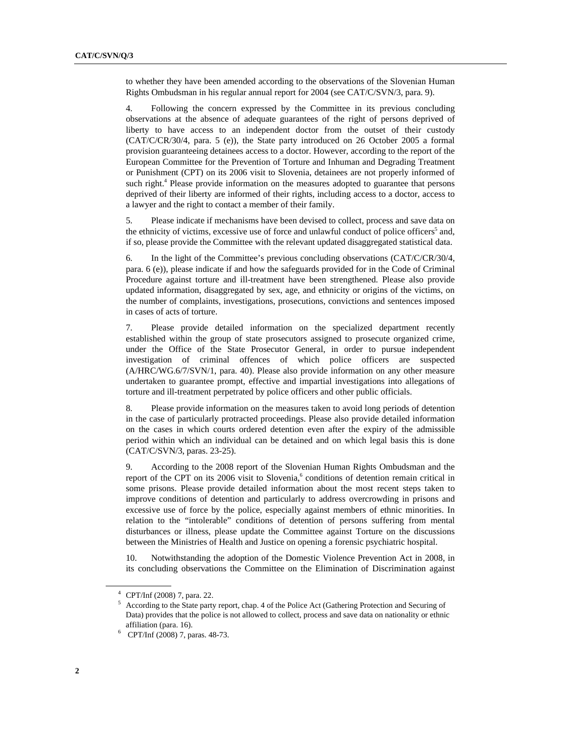to whether they have been amended according to the observations of the Slovenian Human Rights Ombudsman in his regular annual report for 2004 (see CAT/C/SVN/3, para. 9).

4. Following the concern expressed by the Committee in its previous concluding observations at the absence of adequate guarantees of the right of persons deprived of liberty to have access to an independent doctor from the outset of their custody (CAT/C/CR/30/4, para. 5 (e)), the State party introduced on 26 October 2005 a formal provision guaranteeing detainees access to a doctor. However, according to the report of the European Committee for the Prevention of Torture and Inhuman and Degrading Treatment or Punishment (CPT) on its 2006 visit to Slovenia, detainees are not properly informed of such right.[4] Please provide information on the measures adopted to guarantee that persons deprived of their liberty are informed of their rights, including access to a doctor, access to a lawyer and the right to contact a member of their family.

5. Please indicate if mechanisms have been devised to collect, process and save data on the ethnicity of victims, excessive use of force and unlawful conduct of police officers[5] and, if so, please provide the Committee with the relevant updated disaggregated statistical data.

6. In the light of the Committee's previous concluding observations (CAT/C/CR/30/4, para. 6 (e)), please indicate if and how the safeguards provided for in the Code of Criminal Procedure against torture and ill-treatment have been strengthened. Please also provide updated information, disaggregated by sex, age, and ethnicity or origins of the victims, on the number of complaints, investigations, prosecutions, convictions and sentences imposed in cases of acts of torture.

7. Please provide detailed information on the specialized department recently established within the group of state prosecutors assigned to prosecute organized crime, under the Office of the State Prosecutor General, in order to pursue independent investigation of criminal offences of which police officers are suspected (A/HRC/WG.6/7/SVN/1, para. 40). Please also provide information on any other measure undertaken to guarantee prompt, effective and impartial investigations into allegations of torture and ill-treatment perpetrated by police officers and other public officials.

8. Please provide information on the measures taken to avoid long periods of detention in the case of particularly protracted proceedings. Please also provide detailed information on the cases in which courts ordered detention even after the expiry of the admissible period within which an individual can be detained and on which legal basis this is done (CAT/C/SVN/3, paras. 23-25).

9. According to the 2008 report of the Slovenian Human Rights Ombudsman and the report of the CPT on its 2006 visit to Slovenia,[6] conditions of detention remain critical in some prisons. Please provide detailed information about the most recent steps taken to improve conditions of detention and particularly to address overcrowding in prisons and excessive use of force by the police, especially against members of ethnic minorities. In relation to the "intolerable" conditions of detention of persons suffering from mental disturbances or illness, please update the Committee against Torture on the discussions between the Ministries of Health and Justice on opening a forensic psychiatric hospital.

10. Notwithstanding the adoption of the Domestic Violence Prevention Act in 2008, in its concluding observations the Committee on the Elimination of Discrimination against

---

[4] CPT/Inf (2008) 7, para. 22.

[5] According to the State party report, chap. 4 of the Police Act (Gathering Protection and Securing of Data) provides that the police is not allowed to collect, process and save data on nationality or ethnic affiliation (para. 16).

[6] CPT/Inf (2008) 7, paras. 48-73.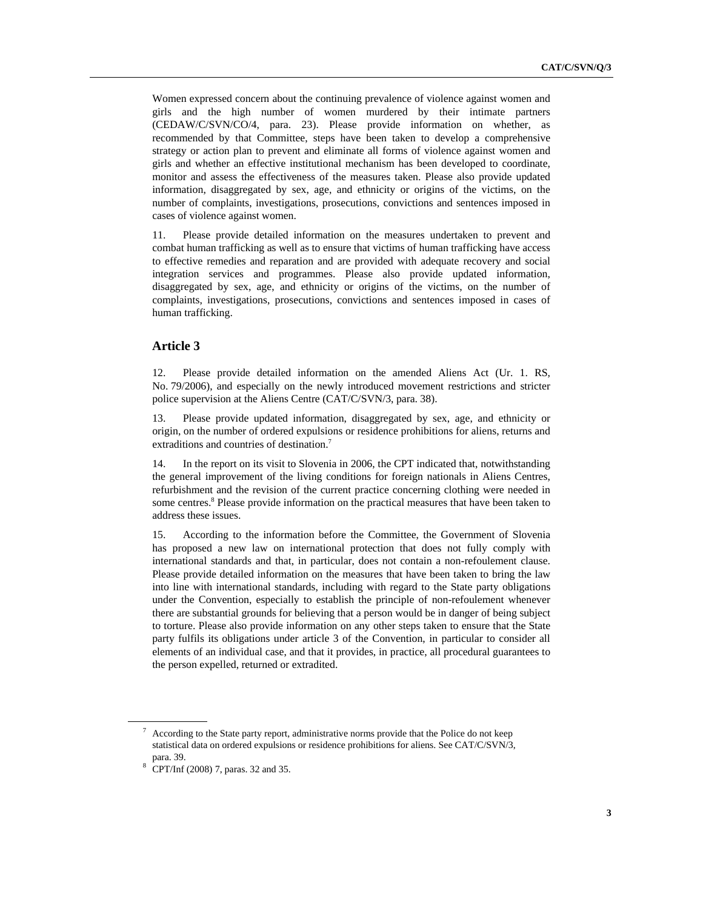Women expressed concern about the continuing prevalence of violence against women and girls and the high number of women murdered by their intimate partners (CEDAW/C/SVN/CO/4, para. 23). Please provide information on whether, as recommended by that Committee, steps have been taken to develop a comprehensive strategy or action plan to prevent and eliminate all forms of violence against women and girls and whether an effective institutional mechanism has been developed to coordinate, monitor and assess the effectiveness of the measures taken. Please also provide updated information, disaggregated by sex, age, and ethnicity or origins of the victims, on the number of complaints, investigations, prosecutions, convictions and sentences imposed in cases of violence against women.

11. Please provide detailed information on the measures undertaken to prevent and combat human trafficking as well as to ensure that victims of human trafficking have access to effective remedies and reparation and are provided with adequate recovery and social integration services and programmes. Please also provide updated information, disaggregated by sex, age, and ethnicity or origins of the victims, on the number of complaints, investigations, prosecutions, convictions and sentences imposed in cases of human trafficking.

## Article 3

12. Please provide detailed information on the amended Aliens Act (Ur. 1. RS, No. 79/2006), and especially on the newly introduced movement restrictions and stricter police supervision at the Aliens Centre (CAT/C/SVN/3, para. 38).

13. Please provide updated information, disaggregated by sex, age, and ethnicity or origin, on the number of ordered expulsions or residence prohibitions for aliens, returns and extraditions and countries of destination.[7]

14. In the report on its visit to Slovenia in 2006, the CPT indicated that, notwithstanding the general improvement of the living conditions for foreign nationals in Aliens Centres, refurbishment and the revision of the current practice concerning clothing were needed in some centres.[8] Please provide information on the practical measures that have been taken to address these issues.

15. According to the information before the Committee, the Government of Slovenia has proposed a new law on international protection that does not fully comply with international standards and that, in particular, does not contain a non-refoulement clause. Please provide detailed information on the measures that have been taken to bring the law into line with international standards, including with regard to the State party obligations under the Convention, especially to establish the principle of non-refoulement whenever there are substantial grounds for believing that a person would be in danger of being subject to torture. Please also provide information on any other steps taken to ensure that the State party fulfils its obligations under article 3 of the Convention, in particular to consider all elements of an individual case, and that it provides, in practice, all procedural guarantees to the person expelled, returned or extradited.

---

[7] According to the State party report, administrative norms provide that the Police do not keep statistical data on ordered expulsions or residence prohibitions for aliens. See CAT/C/SVN/3, para. 39.

[8] CPT/Inf (2008) 7, paras. 32 and 35.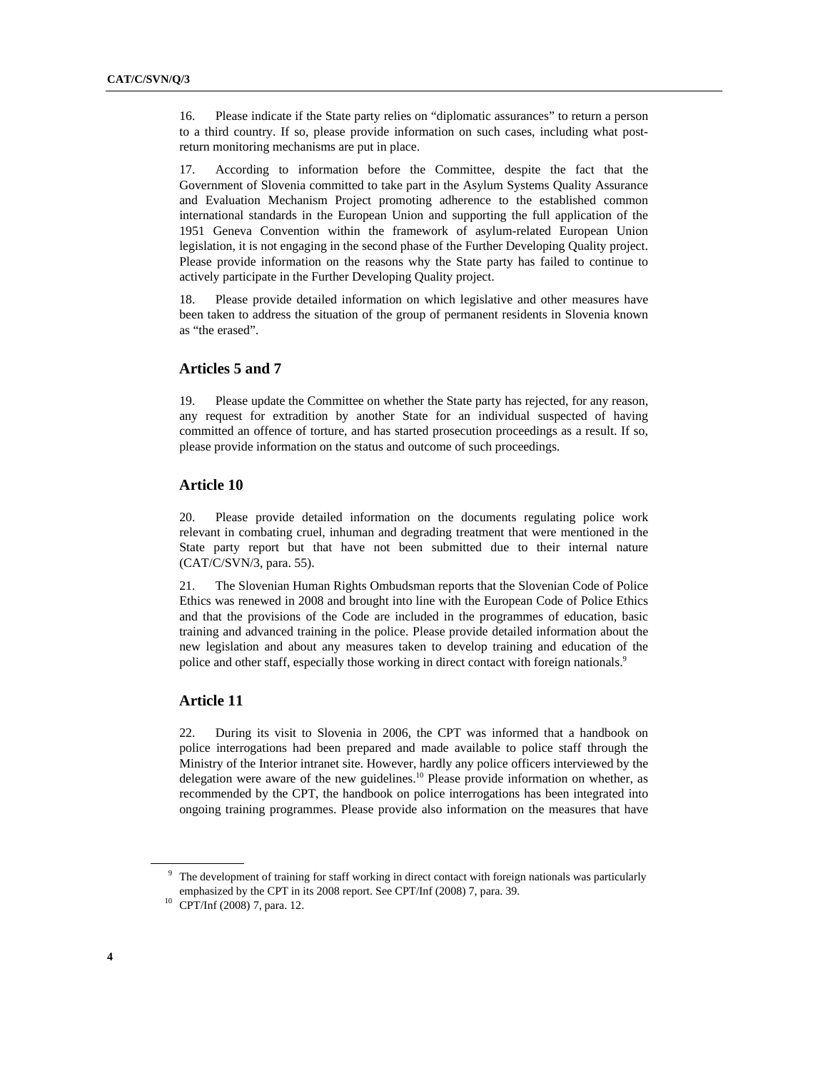16. Please indicate if the State party relies on "diplomatic assurances" to return a person to a third country. If so, please provide information on such cases, including what post-return monitoring mechanisms are put in place.

17. According to information before the Committee, despite the fact that the Government of Slovenia committed to take part in the Asylum Systems Quality Assurance and Evaluation Mechanism Project promoting adherence to the established common international standards in the European Union and supporting the full application of the 1951 Geneva Convention within the framework of asylum-related European Union legislation, it is not engaging in the second phase of the Further Developing Quality project. Please provide information on the reasons why the State party has failed to continue to actively participate in the Further Developing Quality project.

18. Please provide detailed information on which legislative and other measures have been taken to address the situation of the group of permanent residents in Slovenia known as "the erased".

## Articles 5 and 7

19. Please update the Committee on whether the State party has rejected, for any reason, any request for extradition by another State for an individual suspected of having committed an offence of torture, and has started prosecution proceedings as a result. If so, please provide information on the status and outcome of such proceedings.

## Article 10

20. Please provide detailed information on the documents regulating police work relevant in combating cruel, inhuman and degrading treatment that were mentioned in the State party report but that have not been submitted due to their internal nature (CAT/C/SVN/3, para. 55).

21. The Slovenian Human Rights Ombudsman reports that the Slovenian Code of Police Ethics was renewed in 2008 and brought into line with the European Code of Police Ethics and that the provisions of the Code are included in the programmes of education, basic training and advanced training in the police. Please provide detailed information about the new legislation and about any measures taken to develop training and education of the police and other staff, especially those working in direct contact with foreign nationals.[9]

## Article 11

22. During its visit to Slovenia in 2006, the CPT was informed that a handbook on police interrogations had been prepared and made available to police staff through the Ministry of the Interior intranet site. However, hardly any police officers interviewed by the delegation were aware of the new guidelines.[10] Please provide information on whether, as recommended by the CPT, the handbook on police interrogations has been integrated into ongoing training programmes. Please provide also information on the measures that have

[9] The development of training for staff working in direct contact with foreign nationals was particularly emphasized by the CPT in its 2008 report. See CPT/Inf (2008) 7, para. 39.

[10] CPT/Inf (2008) 7, para. 12.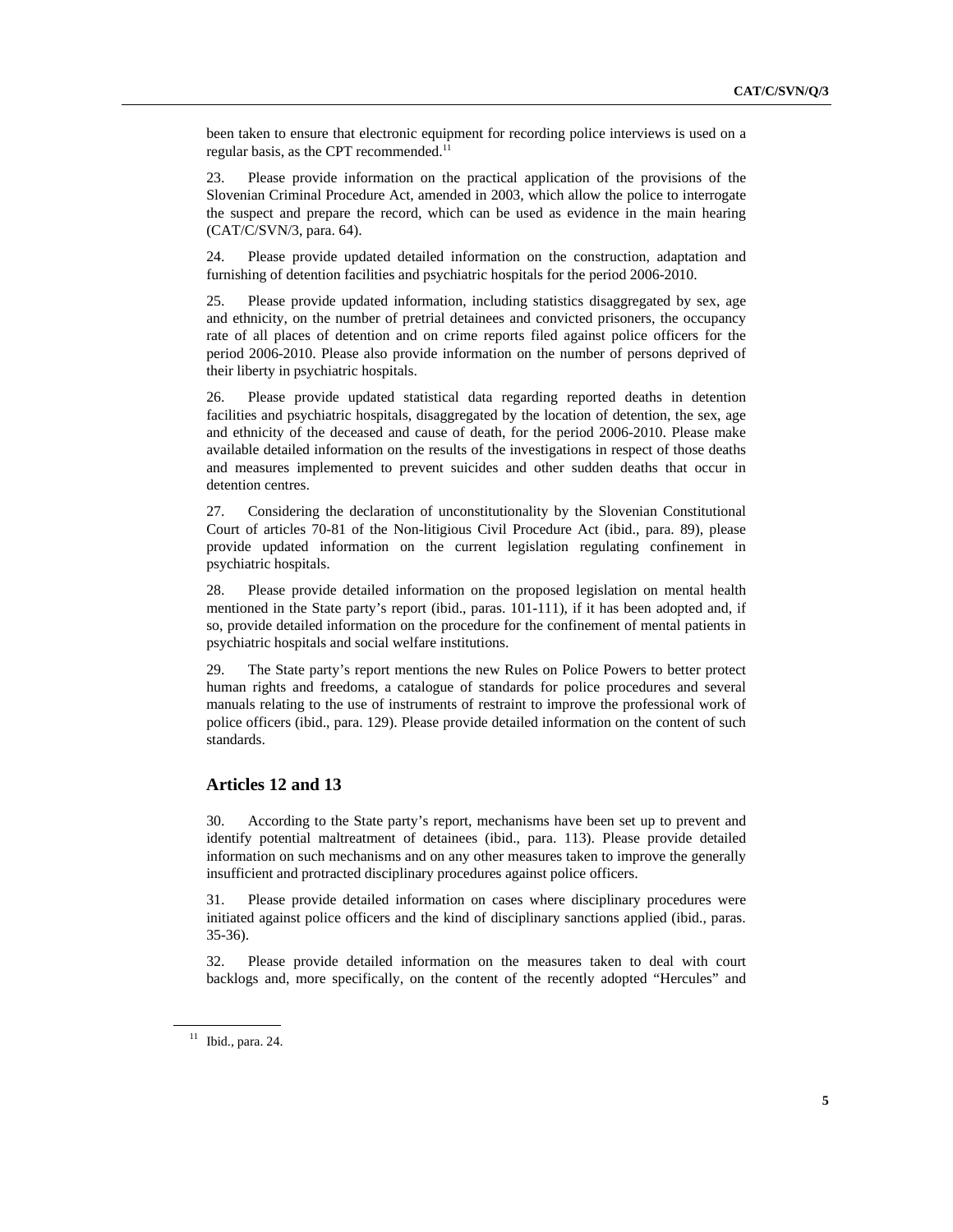been taken to ensure that electronic equipment for recording police interviews is used on a regular basis, as the CPT recommended.[11]

23. Please provide information on the practical application of the provisions of the Slovenian Criminal Procedure Act, amended in 2003, which allow the police to interrogate the suspect and prepare the record, which can be used as evidence in the main hearing (CAT/C/SVN/3, para. 64).

24. Please provide updated detailed information on the construction, adaptation and furnishing of detention facilities and psychiatric hospitals for the period 2006-2010.

25. Please provide updated information, including statistics disaggregated by sex, age and ethnicity, on the number of pretrial detainees and convicted prisoners, the occupancy rate of all places of detention and on crime reports filed against police officers for the period 2006-2010. Please also provide information on the number of persons deprived of their liberty in psychiatric hospitals.

26. Please provide updated statistical data regarding reported deaths in detention facilities and psychiatric hospitals, disaggregated by the location of detention, the sex, age and ethnicity of the deceased and cause of death, for the period 2006-2010. Please make available detailed information on the results of the investigations in respect of those deaths and measures implemented to prevent suicides and other sudden deaths that occur in detention centres.

27. Considering the declaration of unconstitutionality by the Slovenian Constitutional Court of articles 70-81 of the Non-litigious Civil Procedure Act (ibid., para. 89), please provide updated information on the current legislation regulating confinement in psychiatric hospitals.

28. Please provide detailed information on the proposed legislation on mental health mentioned in the State party's report (ibid., paras. 101-111), if it has been adopted and, if so, provide detailed information on the procedure for the confinement of mental patients in psychiatric hospitals and social welfare institutions.

29. The State party's report mentions the new Rules on Police Powers to better protect human rights and freedoms, a catalogue of standards for police procedures and several manuals relating to the use of instruments of restraint to improve the professional work of police officers (ibid., para. 129). Please provide detailed information on the content of such standards.

## Articles 12 and 13

30. According to the State party's report, mechanisms have been set up to prevent and identify potential maltreatment of detainees (ibid., para. 113). Please provide detailed information on such mechanisms and on any other measures taken to improve the generally insufficient and protracted disciplinary procedures against police officers.

31. Please provide detailed information on cases where disciplinary procedures were initiated against police officers and the kind of disciplinary sanctions applied (ibid., paras. 35-36).

32. Please provide detailed information on the measures taken to deal with court backlogs and, more specifically, on the content of the recently adopted "Hercules" and

[11] Ibid., para. 24.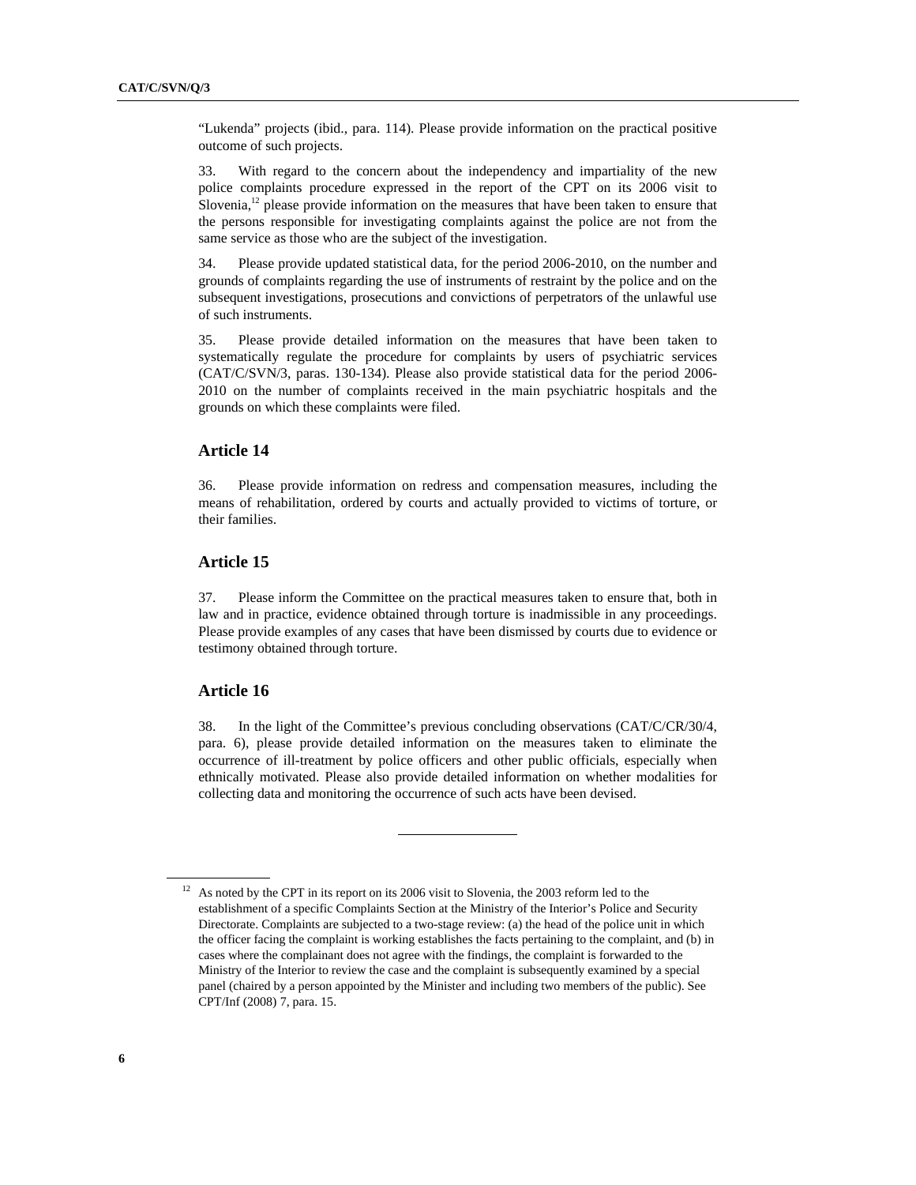"Lukenda" projects (ibid., para. 114). Please provide information on the practical positive outcome of such projects.

33. With regard to the concern about the independency and impartiality of the new police complaints procedure expressed in the report of the CPT on its 2006 visit to Slovenia,[12] please provide information on the measures that have been taken to ensure that the persons responsible for investigating complaints against the police are not from the same service as those who are the subject of the investigation.

34. Please provide updated statistical data, for the period 2006-2010, on the number and grounds of complaints regarding the use of instruments of restraint by the police and on the subsequent investigations, prosecutions and convictions of perpetrators of the unlawful use of such instruments.

35. Please provide detailed information on the measures that have been taken to systematically regulate the procedure for complaints by users of psychiatric services (CAT/C/SVN/3, paras. 130-134). Please also provide statistical data for the period 2006-2010 on the number of complaints received in the main psychiatric hospitals and the grounds on which these complaints were filed.

## Article 14

36. Please provide information on redress and compensation measures, including the means of rehabilitation, ordered by courts and actually provided to victims of torture, or their families.

## Article 15

37. Please inform the Committee on the practical measures taken to ensure that, both in law and in practice, evidence obtained through torture is inadmissible in any proceedings. Please provide examples of any cases that have been dismissed by courts due to evidence or testimony obtained through torture.

## Article 16

38. In the light of the Committee's previous concluding observations (CAT/C/CR/30/4, para. 6), please provide detailed information on the measures taken to eliminate the occurrence of ill-treatment by police officers and other public officials, especially when ethnically motivated. Please also provide detailed information on whether modalities for collecting data and monitoring the occurrence of such acts have been devised.

---

[12] As noted by the CPT in its report on its 2006 visit to Slovenia, the 2003 reform led to the establishment of a specific Complaints Section at the Ministry of the Interior's Police and Security Directorate. Complaints are subjected to a two-stage review: (a) the head of the police unit in which the officer facing the complaint is working establishes the facts pertaining to the complaint, and (b) in cases where the complainant does not agree with the findings, the complaint is forwarded to the Ministry of the Interior to review the case and the complaint is subsequently examined by a special panel (chaired by a person appointed by the Minister and including two members of the public). See CPT/Inf (2008) 7, para. 15.